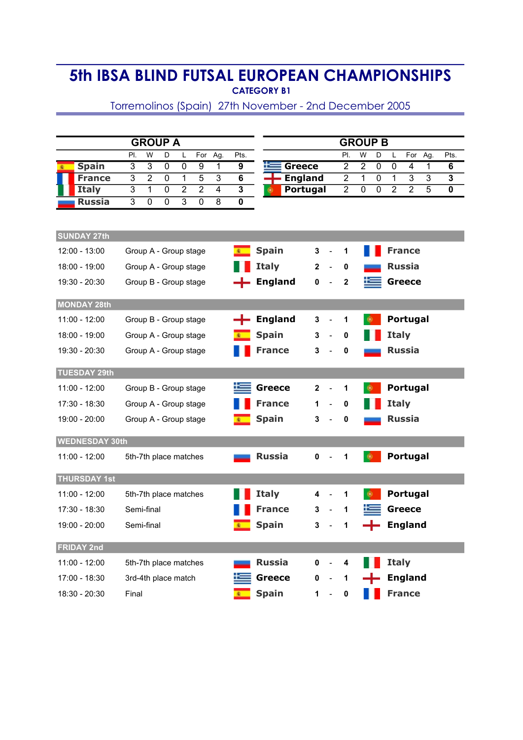# 5th IBSA BLIND FUTSAL EUROPEAN CHAMPIONSHIPS

**CATEGORY B1**

Torremolinos (Spain) 27th November - 2nd December 2005

## GROUP A

| | Pl. | W | D | L | For | Ag. | Pts. |
|---|---|---|---|---|---|---|---|
| **Spain** | 3 | 3 | 0 | 0 | 9 | 1 | **9** |
| **France** | 3 | 2 | 0 | 1 | 5 | 3 | **6** |
| **Italy** | 3 | 1 | 0 | 2 | 2 | 4 | **3** |
| **Russia** | 3 | 0 | 0 | 3 | 0 | 8 | **0** |

## GROUP B

| | Pl. | W | D | L | For | Ag. | Pts. |
|---|---|---|---|---|---|---|---|
| **Greece** | 2 | 2 | 0 | 0 | 4 | 1 | **6** |
| **England** | 2 | 1 | 0 | 1 | 3 | 3 | **3** |
| **Portugal** | 2 | 0 | 0 | 2 | 2 | 5 | **0** |

### SUNDAY 27th

| Time | Stage | Team | Score | | Score | Team |
|---|---|---|---|---|---|---|
| 12:00 - 13:00 | Group A - Group stage | **Spain** | **3** | - | **1** | **France** |
| 18:00 - 19:00 | Group A - Group stage | **Italy** | **2** | - | **0** | **Russia** |
| 19:30 - 20:30 | Group B - Group stage | **England** | **0** | - | **2** | **Greece** |

### MONDAY 28th

| Time | Stage | Team | Score | | Score | Team |
|---|---|---|---|---|---|---|
| 11:00 - 12:00 | Group B - Group stage | **England** | **3** | - | **1** | **Portugal** |
| 18:00 - 19:00 | Group A - Group stage | **Spain** | **3** | - | **0** | **Italy** |
| 19:30 - 20:30 | Group A - Group stage | **France** | **3** | - | **0** | **Russia** |

### TUESDAY 29th

| Time | Stage | Team | Score | | Score | Team |
|---|---|---|---|---|---|---|
| 11:00 - 12:00 | Group B - Group stage | **Greece** | **2** | - | **1** | **Portugal** |
| 17:30 - 18:30 | Group A - Group stage | **France** | **1** | - | **0** | **Italy** |
| 19:00 - 20:00 | Group A - Group stage | **Spain** | **3** | - | **0** | **Russia** |

### WEDNESDAY 30th

| Time | Stage | Team | Score | | Score | Team |
|---|---|---|---|---|---|---|
| 11:00 - 12:00 | 5th-7th place matches | **Russia** | **0** | - | **1** | **Portugal** |

### THURSDAY 1st

| Time | Stage | Team | Score | | Score | Team |
|---|---|---|---|---|---|---|
| 11:00 - 12:00 | 5th-7th place matches | **Italy** | **4** | - | **1** | **Portugal** |
| 17:30 - 18:30 | Semi-final | **France** | **3** | - | **1** | **Greece** |
| 19:00 - 20:00 | Semi-final | **Spain** | **3** | - | **1** | **England** |

### FRIDAY 2nd

| Time | Stage | Team | Score | | Score | Team |
|---|---|---|---|---|---|---|
| 11:00 - 12:00 | 5th-7th place matches | **Russia** | **0** | - | **4** | **Italy** |
| 17:00 - 18:30 | 3rd-4th place match | **Greece** | **0** | - | **1** | **England** |
| 18:30 - 20:30 | Final | **Spain** | **1** | - | **0** | **France** |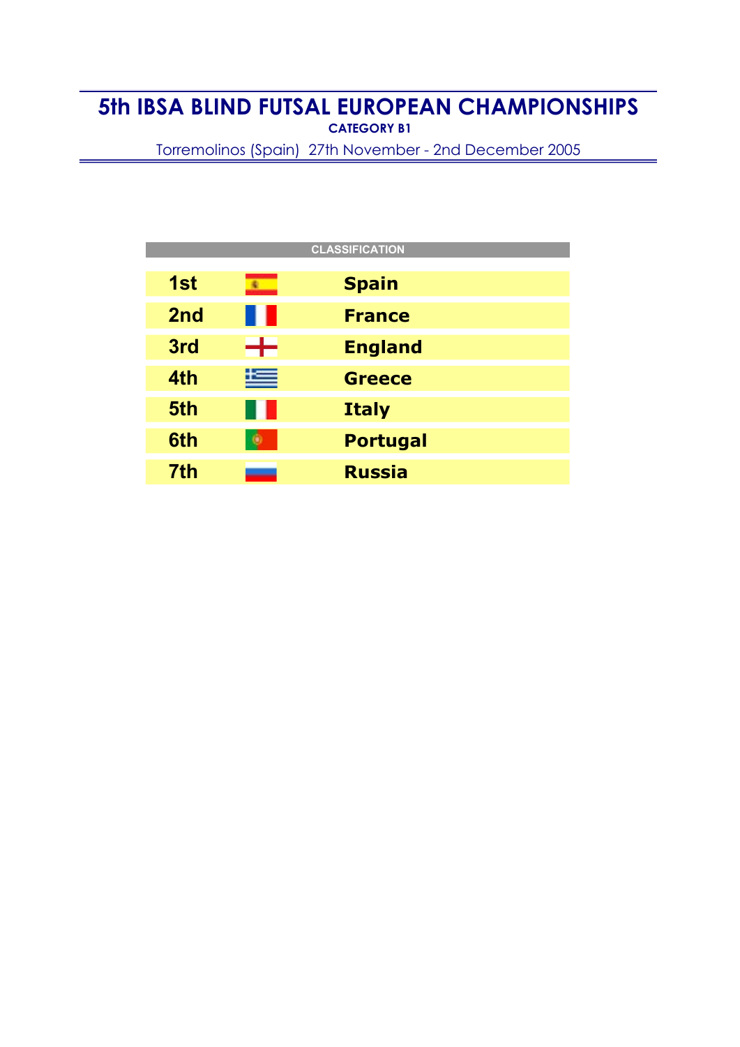# 5th IBSA BLIND FUTSAL EUROPEAN CHAMPIONSHIPS

**CATEGORY B1**

Torremolinos (Spain) 27th November - 2nd December 2005

| CLASSIFICATION | | |
|---|---|---|
| **1st** | | **Spain** |
| **2nd** | | **France** |
| **3rd** | | **England** |
| **4th** | | **Greece** |
| **5th** | | **Italy** |
| **6th** | | **Portugal** |
| **7th** | | **Russia** |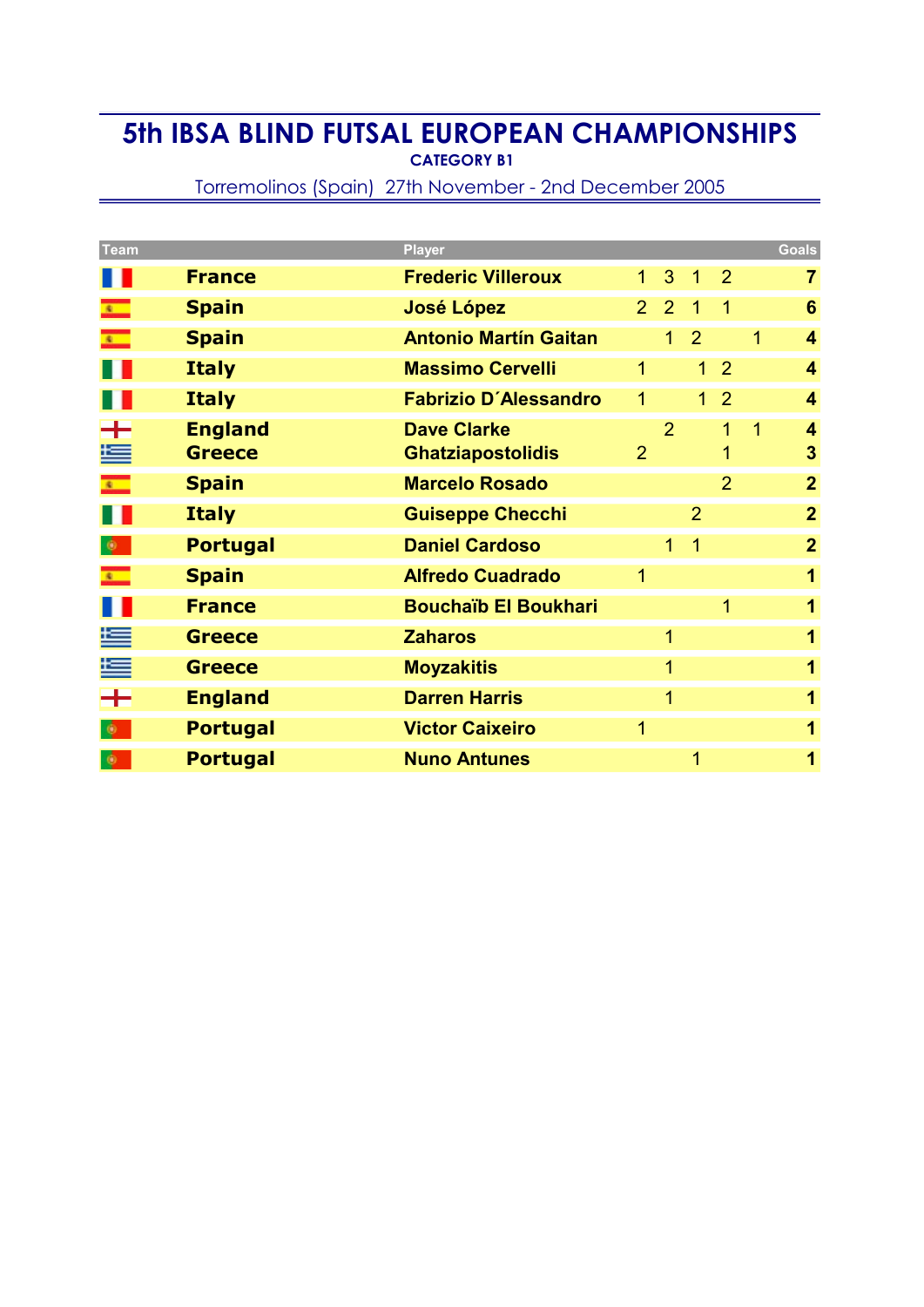# 5th IBSA BLIND FUTSAL EUROPEAN CHAMPIONSHIPS

**CATEGORY B1**

Torremolinos (Spain) 27th November - 2nd December 2005

| Team | Player | | | | | | Goals |
|---|---|---|---|---|---|---|---|
| **France** | **Frederic Villeroux** | 1 | 3 | 1 | 2 | | **7** |
| **Spain** | **José López** | 2 | 2 | 1 | 1 | | **6** |
| **Spain** | **Antonio Martín Gaitan** | | 1 | 2 | | 1 | **4** |
| **Italy** | **Massimo Cervelli** | 1 | | 1 | 2 | | **4** |
| **Italy** | **Fabrizio D´Alessandro** | 1 | | 1 | 2 | | **4** |
| **England** | **Dave Clarke** | | 2 | | 1 | 1 | **4** |
| **Greece** | **Ghatziapostolidis** | 2 | | | 1 | | **3** |
| **Spain** | **Marcelo Rosado** | | | | 2 | | **2** |
| **Italy** | **Guiseppe Checchi** | | | 2 | | | **2** |
| **Portugal** | **Daniel Cardoso** | | 1 | 1 | | | **2** |
| **Spain** | **Alfredo Cuadrado** | 1 | | | | | **1** |
| **France** | **Bouchaïb El Boukhari** | | | | 1 | | **1** |
| **Greece** | **Zaharos** | | 1 | | | | **1** |
| **Greece** | **Moyzakitis** | | 1 | | | | **1** |
| **England** | **Darren Harris** | | 1 | | | | **1** |
| **Portugal** | **Victor Caixeiro** | 1 | | | | | **1** |
| **Portugal** | **Nuno Antunes** | | | 1 | | | **1** |